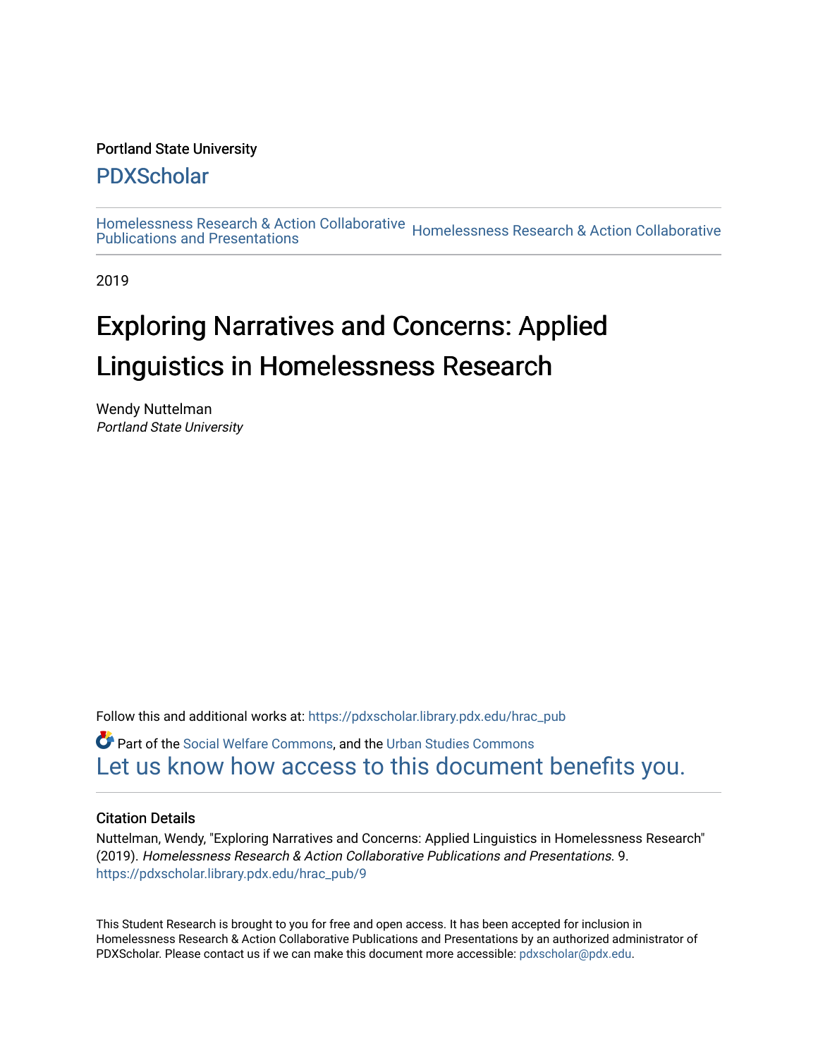Portland State University

# PDXScholar

Homelessness Research & Action Collaborative Publications and Presentations | Homelessness Research & Action Collaborative

2019

# Exploring Narratives and Concerns: Applied Linguistics in Homelessness Research

Wendy Nuttelman
*Portland State University*

Follow this and additional works at: https://pdxscholar.library.pdx.edu/hrac_pub

Part of the Social Welfare Commons, and the Urban Studies Commons
Let us know how access to this document benefits you.

### Citation Details

Nuttelman, Wendy, "Exploring Narratives and Concerns: Applied Linguistics in Homelessness Research" (2019). *Homelessness Research & Action Collaborative Publications and Presentations.* 9.
https://pdxscholar.library.pdx.edu/hrac_pub/9

This Student Research is brought to you for free and open access. It has been accepted for inclusion in Homelessness Research & Action Collaborative Publications and Presentations by an authorized administrator of PDXScholar. Please contact us if we can make this document more accessible: pdxscholar@pdx.edu.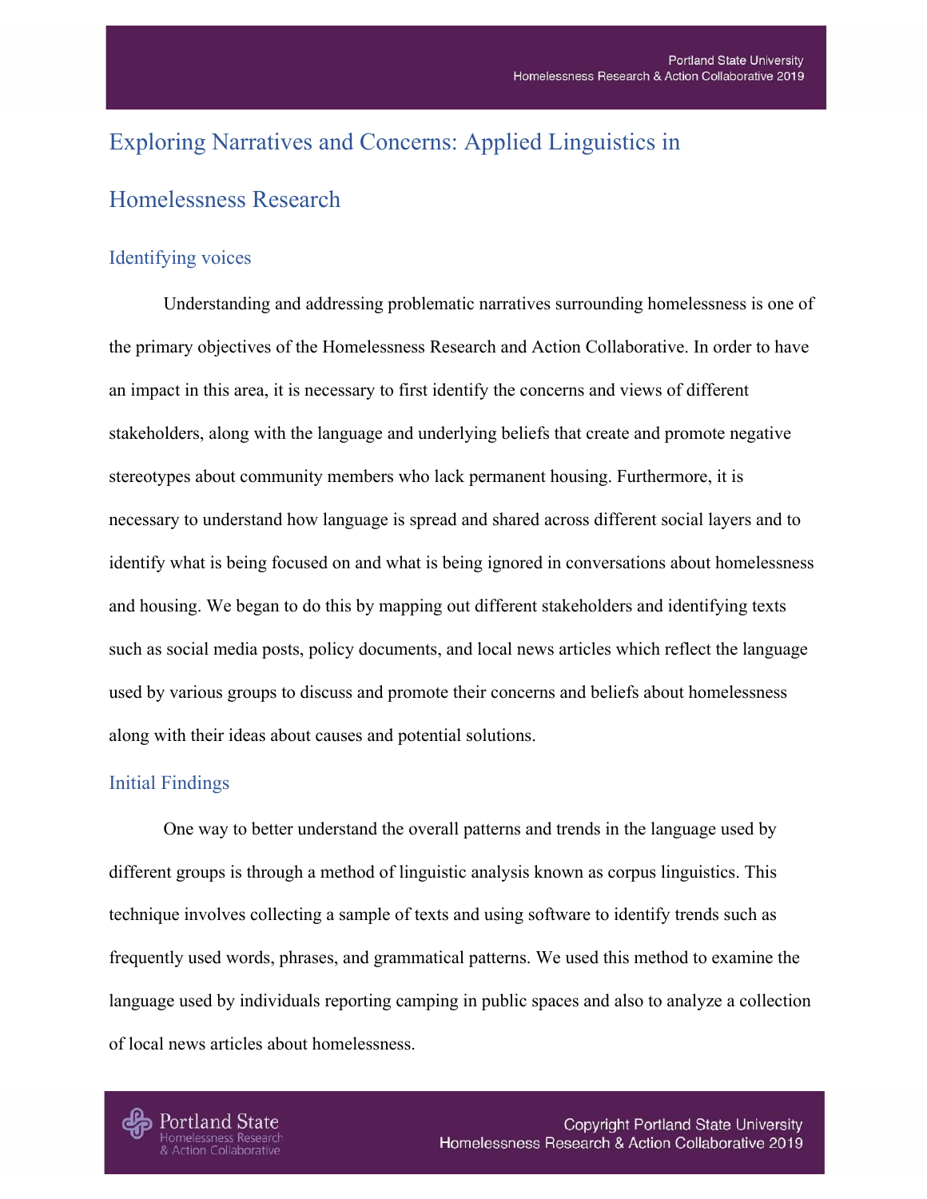# Exploring Narratives and Concerns: Applied Linguistics in Homelessness Research

## Identifying voices

Understanding and addressing problematic narratives surrounding homelessness is one of the primary objectives of the Homelessness Research and Action Collaborative. In order to have an impact in this area, it is necessary to first identify the concerns and views of different stakeholders, along with the language and underlying beliefs that create and promote negative stereotypes about community members who lack permanent housing. Furthermore, it is necessary to understand how language is spread and shared across different social layers and to identify what is being focused on and what is being ignored in conversations about homelessness and housing. We began to do this by mapping out different stakeholders and identifying texts such as social media posts, policy documents, and local news articles which reflect the language used by various groups to discuss and promote their concerns and beliefs about homelessness along with their ideas about causes and potential solutions.

## Initial Findings

One way to better understand the overall patterns and trends in the language used by different groups is through a method of linguistic analysis known as corpus linguistics. This technique involves collecting a sample of texts and using software to identify trends such as frequently used words, phrases, and grammatical patterns. We used this method to examine the language used by individuals reporting camping in public spaces and also to analyze a collection of local news articles about homelessness.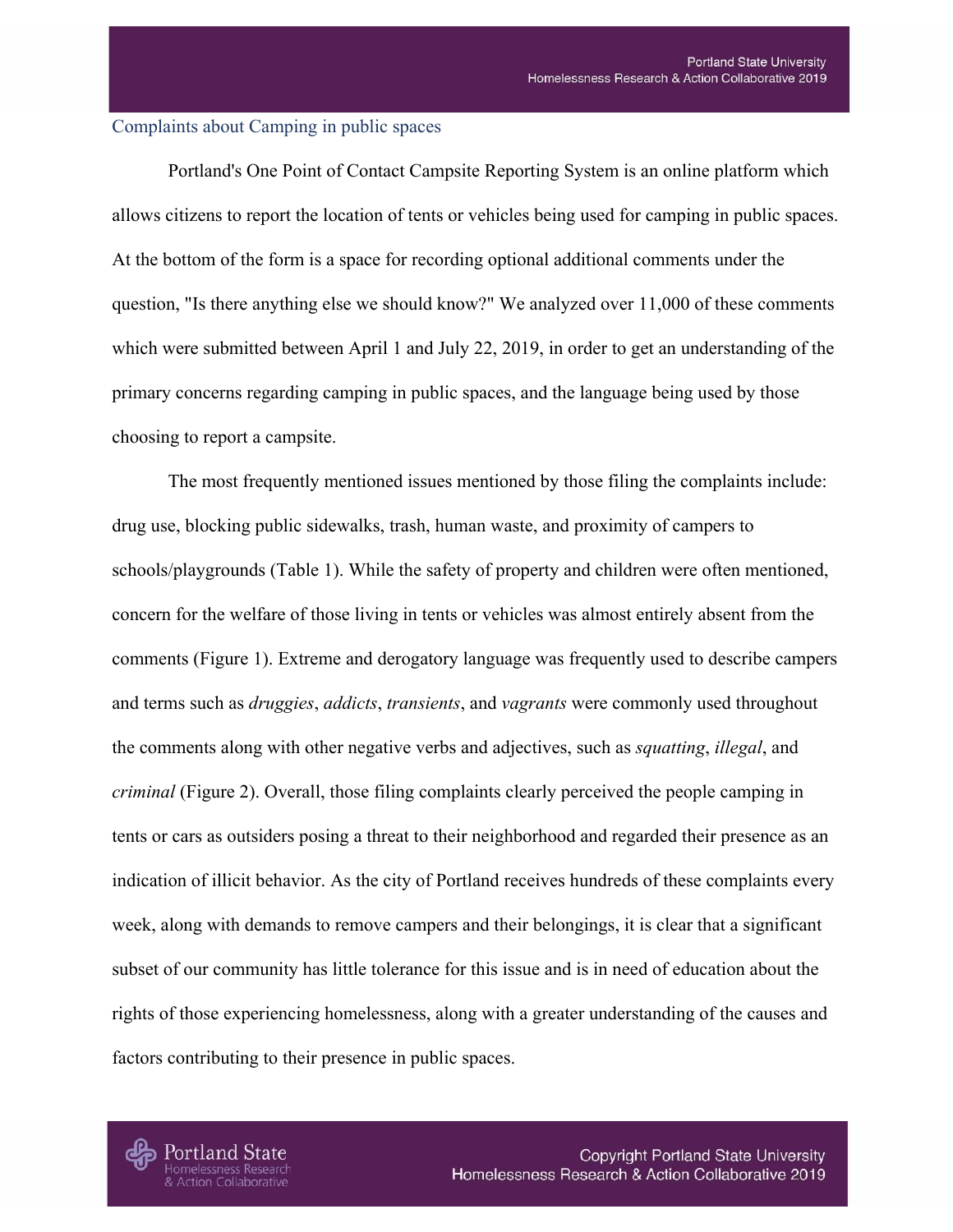## Complaints about Camping in public spaces

Portland's One Point of Contact Campsite Reporting System is an online platform which allows citizens to report the location of tents or vehicles being used for camping in public spaces. At the bottom of the form is a space for recording optional additional comments under the question, "Is there anything else we should know?" We analyzed over 11,000 of these comments which were submitted between April 1 and July 22, 2019, in order to get an understanding of the primary concerns regarding camping in public spaces, and the language being used by those choosing to report a campsite.

The most frequently mentioned issues mentioned by those filing the complaints include: drug use, blocking public sidewalks, trash, human waste, and proximity of campers to schools/playgrounds (Table 1). While the safety of property and children were often mentioned, concern for the welfare of those living in tents or vehicles was almost entirely absent from the comments (Figure 1). Extreme and derogatory language was frequently used to describe campers and terms such as *druggies*, *addicts*, *transients*, and *vagrants* were commonly used throughout the comments along with other negative verbs and adjectives, such as *squatting*, *illegal*, and *criminal* (Figure 2). Overall, those filing complaints clearly perceived the people camping in tents or cars as outsiders posing a threat to their neighborhood and regarded their presence as an indication of illicit behavior. As the city of Portland receives hundreds of these complaints every week, along with demands to remove campers and their belongings, it is clear that a significant subset of our community has little tolerance for this issue and is in need of education about the rights of those experiencing homelessness, along with a greater understanding of the causes and factors contributing to their presence in public spaces.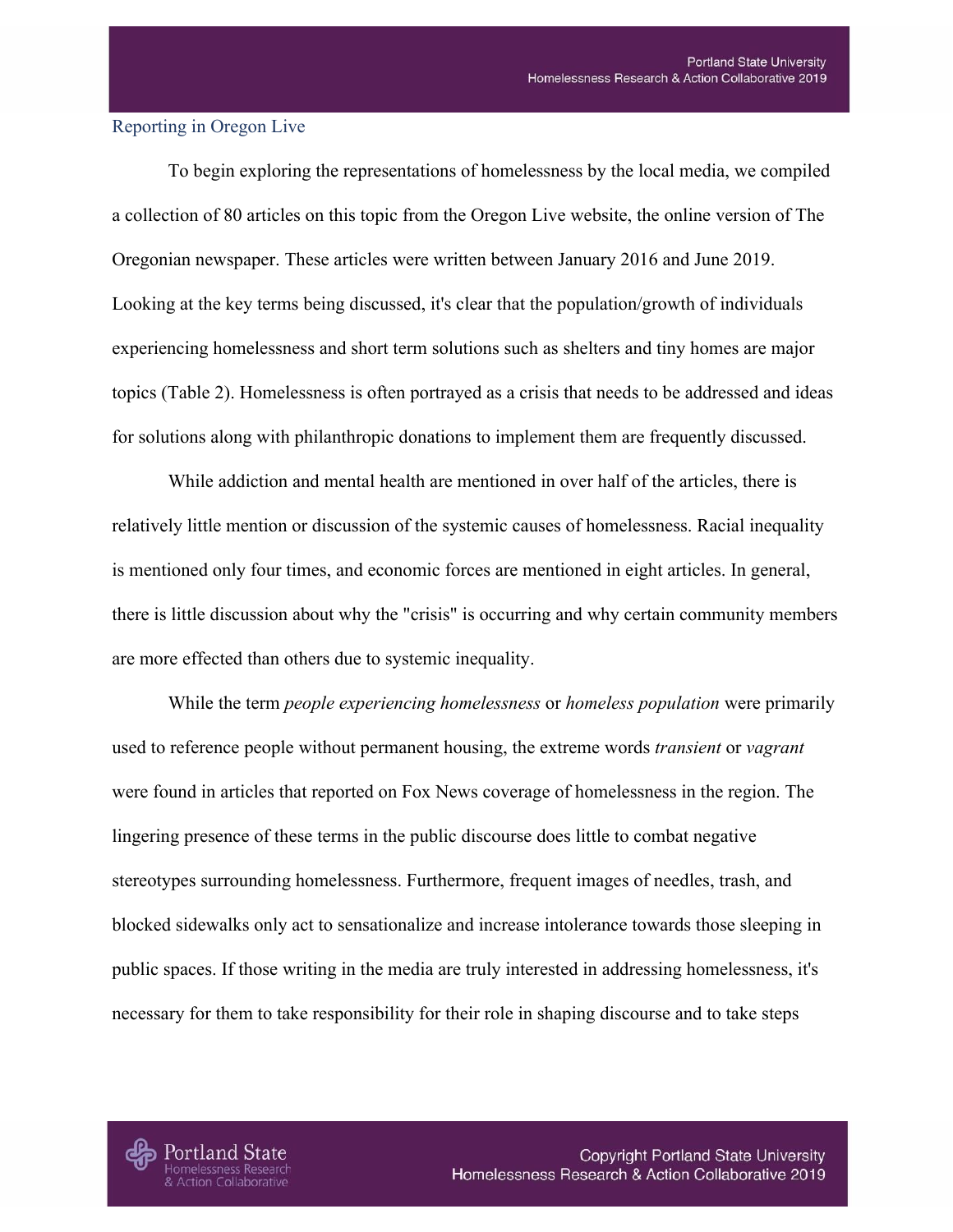## Reporting in Oregon Live

To begin exploring the representations of homelessness by the local media, we compiled a collection of 80 articles on this topic from the Oregon Live website, the online version of The Oregonian newspaper. These articles were written between January 2016 and June 2019. Looking at the key terms being discussed, it's clear that the population/growth of individuals experiencing homelessness and short term solutions such as shelters and tiny homes are major topics (Table 2). Homelessness is often portrayed as a crisis that needs to be addressed and ideas for solutions along with philanthropic donations to implement them are frequently discussed.

While addiction and mental health are mentioned in over half of the articles, there is relatively little mention or discussion of the systemic causes of homelessness. Racial inequality is mentioned only four times, and economic forces are mentioned in eight articles. In general, there is little discussion about why the "crisis" is occurring and why certain community members are more effected than others due to systemic inequality.

While the term *people experiencing homelessness* or *homeless population* were primarily used to reference people without permanent housing, the extreme words *transient* or *vagrant* were found in articles that reported on Fox News coverage of homelessness in the region. The lingering presence of these terms in the public discourse does little to combat negative stereotypes surrounding homelessness. Furthermore, frequent images of needles, trash, and blocked sidewalks only act to sensationalize and increase intolerance towards those sleeping in public spaces. If those writing in the media are truly interested in addressing homelessness, it's necessary for them to take responsibility for their role in shaping discourse and to take steps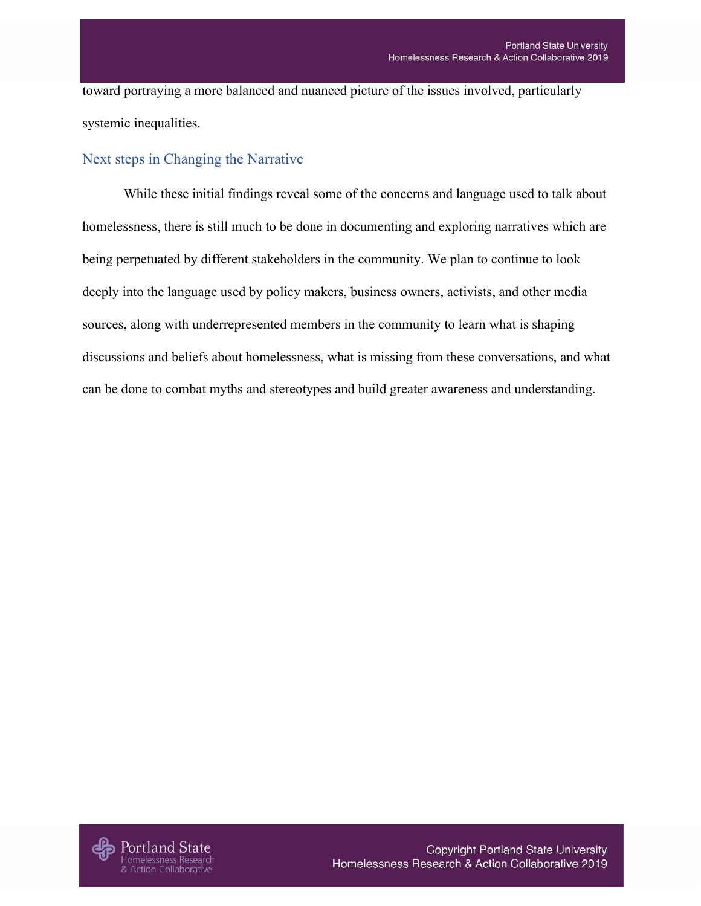toward portraying a more balanced and nuanced picture of the issues involved, particularly systemic inequalities.

## Next steps in Changing the Narrative

While these initial findings reveal some of the concerns and language used to talk about homelessness, there is still much to be done in documenting and exploring narratives which are being perpetuated by different stakeholders in the community. We plan to continue to look deeply into the language used by policy makers, business owners, activists, and other media sources, along with underrepresented members in the community to learn what is shaping discussions and beliefs about homelessness, what is missing from these conversations, and what can be done to combat myths and stereotypes and build greater awareness and understanding.